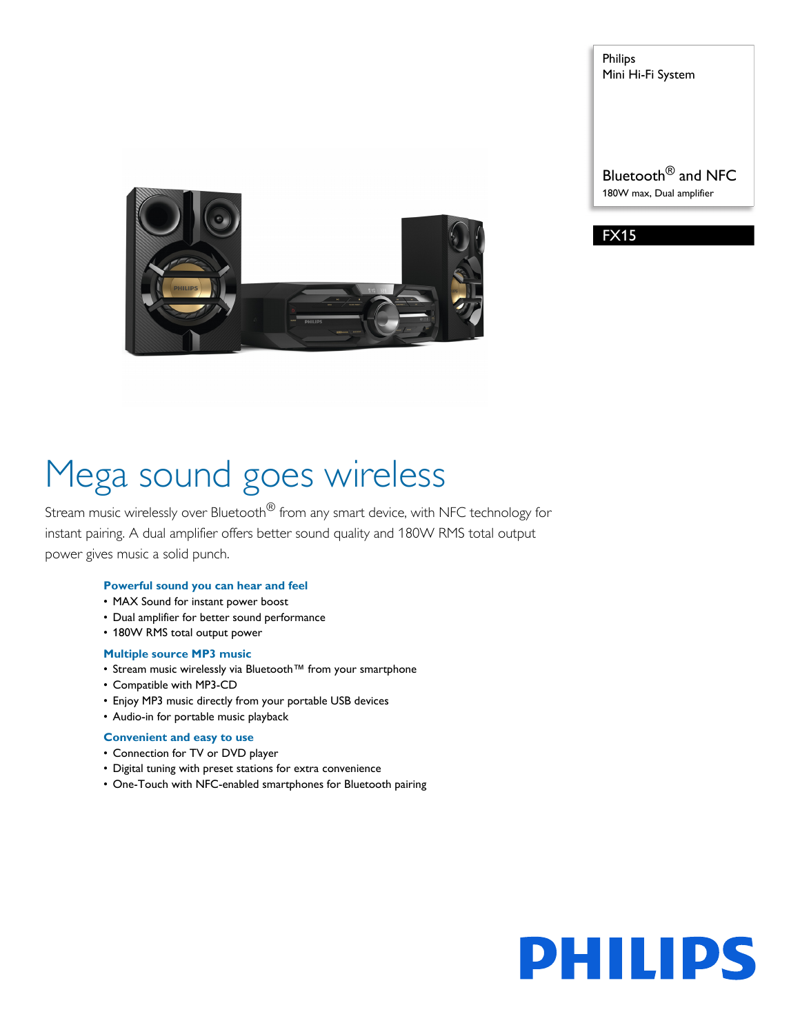Philips
Mini Hi-Fi System

Bluetooth® and NFC
180W max, Dual amplifier

FX15

# Mega sound goes wireless

Stream music wirelessly over Bluetooth® from any smart device, with NFC technology for instant pairing. A dual amplifier offers better sound quality and 180W RMS total output power gives music a solid punch.

### Powerful sound you can hear and feel

- MAX Sound for instant power boost
- Dual amplifier for better sound performance
- 180W RMS total output power

### Multiple source MP3 music

- Stream music wirelessly via Bluetooth™ from your smartphone
- Compatible with MP3-CD
- Enjoy MP3 music directly from your portable USB devices
- Audio-in for portable music playback

### Convenient and easy to use

- Connection for TV or DVD player
- Digital tuning with preset stations for extra convenience
- One-Touch with NFC-enabled smartphones for Bluetooth pairing

PHILIPS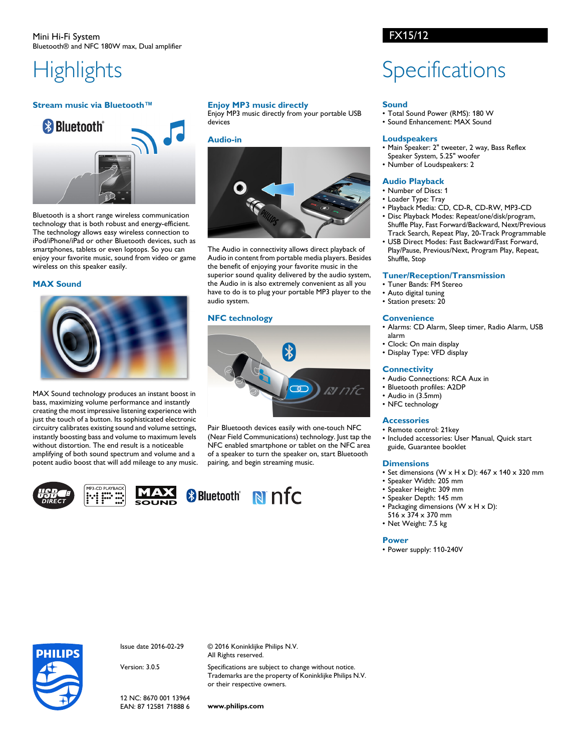Mini Hi-Fi System

Bluetooth® and NFC 180W max, Dual amplifier

FX15/12

# Highlights

### Stream music via Bluetooth™

Bluetooth is a short range wireless communication technology that is both robust and energy-efficient. The technology allows easy wireless connection to iPod/iPhone/iPad or other Bluetooth devices, such as smartphones, tablets or even loptops. So you can enjoy your favorite music, sound from video or game wireless on this speaker easily.

### MAX Sound

MAX Sound technology produces an instant boost in bass, maximizing volume performance and instantly creating the most impressive listening experience with just the touch of a button. Its sophisticated electronic circuitry calibrates existing sound and volume settings, instantly boosting bass and volume to maximum levels without distortion. The end result is a noticeable amplifying of both sound spectrum and volume and a potent audio boost that will add mileage to any music.

### Enjoy MP3 music directly

Enjoy MP3 music directly from your portable USB devices

### Audio-in

The Audio in connectivity allows direct playback of Audio in content from portable media players. Besides the benefit of enjoying your favorite music in the superior sound quality delivered by the audio system, the Audio in is also extremely convenient as all you have to do is to plug your portable MP3 player to the audio system.

### NFC technology

Pair Bluetooth devices easily with one-touch NFC (Near Field Communications) technology. Just tap the NFC enabled smartphone or tablet on the NFC area of a speaker to turn the speaker on, start Bluetooth pairing, and begin streaming music.

# Specifications

### Sound

- Total Sound Power (RMS): 180 W
- Sound Enhancement: MAX Sound

### Loudspeakers

- Main Speaker: 2" tweeter, 2 way, Bass Reflex Speaker System, 5.25" woofer
- Number of Loudspeakers: 2

### Audio Playback

- Number of Discs: 1
- Loader Type: Tray
- Playback Media: CD, CD-R, CD-RW, MP3-CD
- Disc Playback Modes: Repeat/one/disk/program, Shuffle Play, Fast Forward/Backward, Next/Previous Track Search, Repeat Play, 20-Track Programmable
- USB Direct Modes: Fast Backward/Fast Forward, Play/Pause, Previous/Next, Program Play, Repeat, Shuffle, Stop

### Tuner/Reception/Transmission

- Tuner Bands: FM Stereo
- Auto digital tuning
- Station presets: 20

### Convenience

- Alarms: CD Alarm, Sleep timer, Radio Alarm, USB alarm
- Clock: On main display
- Display Type: VFD display

### Connectivity

- Audio Connections: RCA Aux in
- Bluetooth profiles: A2DP
- Audio in (3.5mm)
- NFC technology

### Accessories

- Remote control: 21key
- Included accessories: User Manual, Quick start guide, Guarantee booklet

### Dimensions

- Set dimensions (W x H x D): 467 x 140 x 320 mm
- Speaker Width: 205 mm
- Speaker Height: 309 mm
- Speaker Depth: 145 mm
- Packaging dimensions (W x H x D): 516 x 374 x 370 mm
- Net Weight: 7.5 kg

### Power

- Power supply: 110-240V

Issue date 2016-02-29

Version: 3.0.5

12 NC: 8670 001 13964

EAN: 87 12581 71888 6

© 2016 Koninklijke Philips N.V.
All Rights reserved.

Specifications are subject to change without notice. Trademarks are the property of Koninklijke Philips N.V. or their respective owners.

www.philips.com